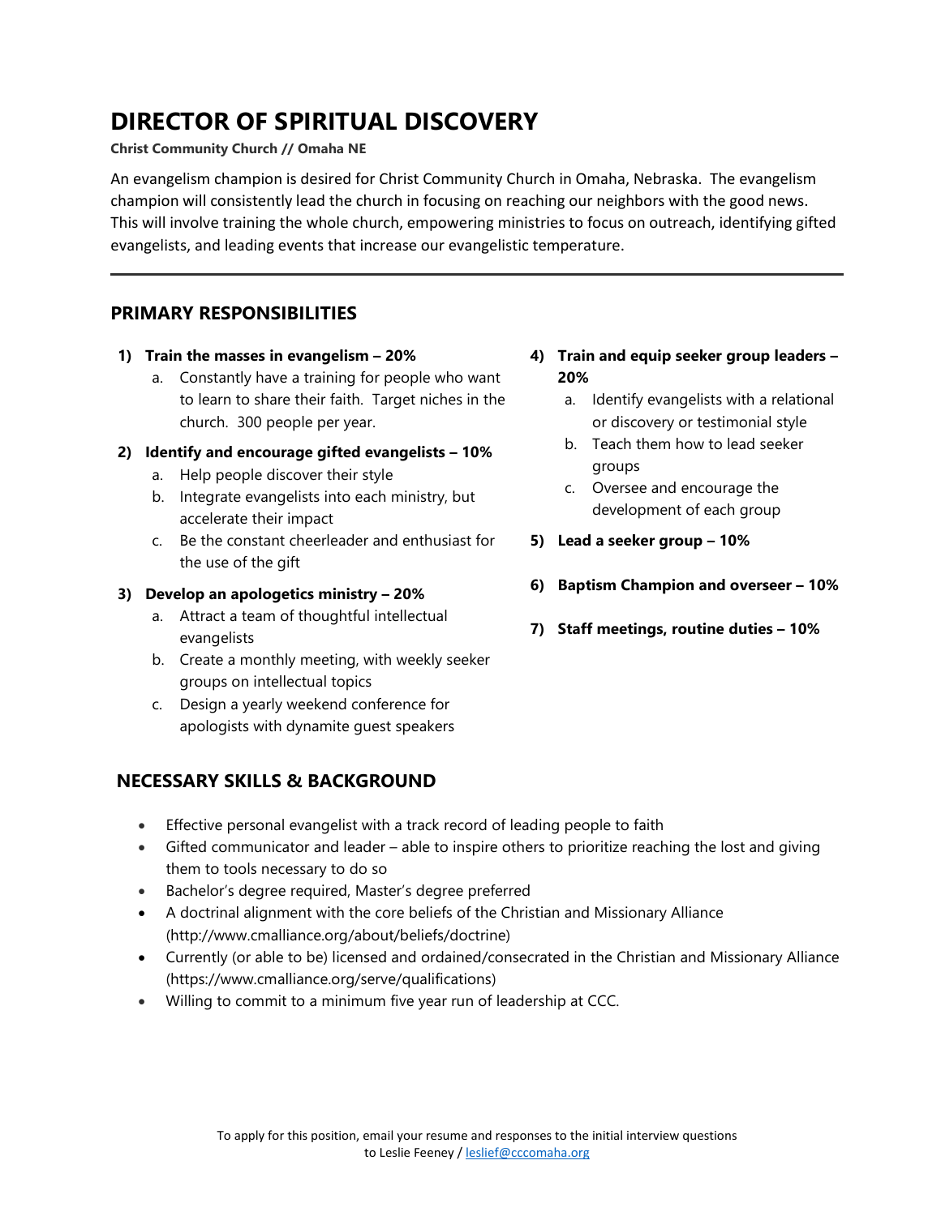# DIRECTOR OF SPIRITUAL DISCOVERY

**Christ Community Church // Omaha NE**

An evangelism champion is desired for Christ Community Church in Omaha, Nebraska. The evangelism champion will consistently lead the church in focusing on reaching our neighbors with the good news. This will involve training the whole church, empowering ministries to focus on outreach, identifying gifted evangelists, and leading events that increase our evangelistic temperature.

---

## PRIMARY RESPONSIBILITIES

1) **Train the masses in evangelism – 20%**
   a. Constantly have a training for people who want to learn to share their faith. Target niches in the church. 300 people per year.

2) **Identify and encourage gifted evangelists – 10%**
   a. Help people discover their style
   b. Integrate evangelists into each ministry, but accelerate their impact
   c. Be the constant cheerleader and enthusiast for the use of the gift

3) **Develop an apologetics ministry – 20%**
   a. Attract a team of thoughtful intellectual evangelists
   b. Create a monthly meeting, with weekly seeker groups on intellectual topics
   c. Design a yearly weekend conference for apologists with dynamite guest speakers

4) **Train and equip seeker group leaders – 20%**
   a. Identify evangelists with a relational or discovery or testimonial style
   b. Teach them how to lead seeker groups
   c. Oversee and encourage the development of each group

5) **Lead a seeker group – 10%**

6) **Baptism Champion and overseer – 10%**

7) **Staff meetings, routine duties – 10%**

## NECESSARY SKILLS & BACKGROUND

- Effective personal evangelist with a track record of leading people to faith
- Gifted communicator and leader – able to inspire others to prioritize reaching the lost and giving them to tools necessary to do so
- Bachelor's degree required, Master's degree preferred
- A doctrinal alignment with the core beliefs of the Christian and Missionary Alliance (http://www.cmalliance.org/about/beliefs/doctrine)
- Currently (or able to be) licensed and ordained/consecrated in the Christian and Missionary Alliance (https://www.cmalliance.org/serve/qualifications)
- Willing to commit to a minimum five year run of leadership at CCC.

To apply for this position, email your resume and responses to the initial interview questions to Leslie Feeney / leslief@cccomaha.org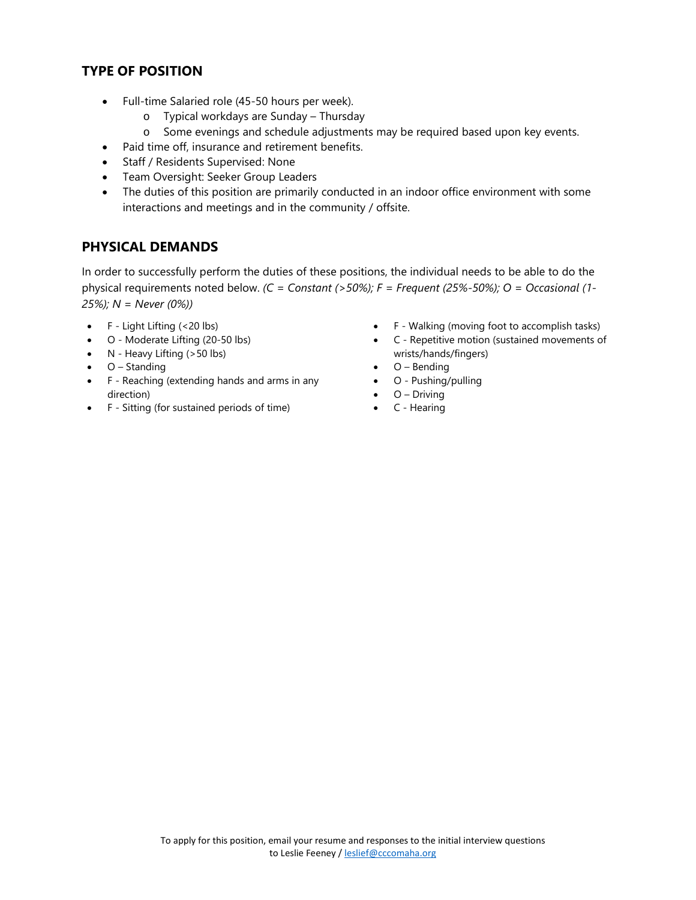## TYPE OF POSITION

- Full-time Salaried role (45-50 hours per week).
  - Typical workdays are Sunday – Thursday
  - Some evenings and schedule adjustments may be required based upon key events.
- Paid time off, insurance and retirement benefits.
- Staff / Residents Supervised: None
- Team Oversight: Seeker Group Leaders
- The duties of this position are primarily conducted in an indoor office environment with some interactions and meetings and in the community / offsite.

## PHYSICAL DEMANDS

In order to successfully perform the duties of these positions, the individual needs to be able to do the physical requirements noted below. *(C = Constant (>50%); F = Frequent (25%-50%); O = Occasional (1-25%); N = Never (0%))*

- F - Light Lifting (<20 lbs)
- O - Moderate Lifting (20-50 lbs)
- N - Heavy Lifting (>50 lbs)
- O – Standing
- F - Reaching (extending hands and arms in any direction)
- F - Sitting (for sustained periods of time)
- F - Walking (moving foot to accomplish tasks)
- C - Repetitive motion (sustained movements of wrists/hands/fingers)
- O – Bending
- O - Pushing/pulling
- O – Driving
- C - Hearing

To apply for this position, email your resume and responses to the initial interview questions to Leslie Feeney / [leslief@cccomaha.org](mailto:leslief@cccomaha.org)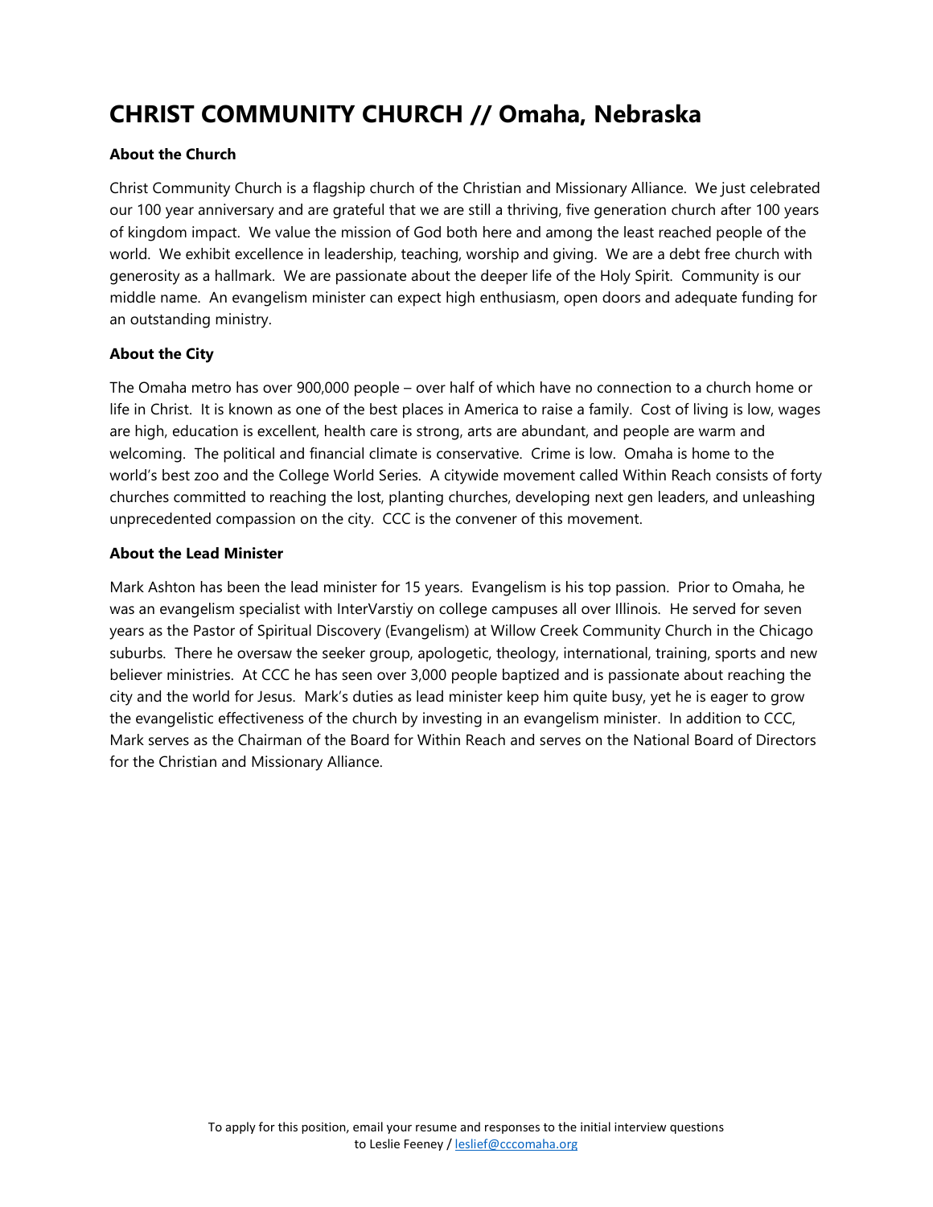# CHRIST COMMUNITY CHURCH // Omaha, Nebraska

**About the Church**

Christ Community Church is a flagship church of the Christian and Missionary Alliance. We just celebrated our 100 year anniversary and are grateful that we are still a thriving, five generation church after 100 years of kingdom impact. We value the mission of God both here and among the least reached people of the world. We exhibit excellence in leadership, teaching, worship and giving. We are a debt free church with generosity as a hallmark. We are passionate about the deeper life of the Holy Spirit. Community is our middle name. An evangelism minister can expect high enthusiasm, open doors and adequate funding for an outstanding ministry.

**About the City**

The Omaha metro has over 900,000 people – over half of which have no connection to a church home or life in Christ. It is known as one of the best places in America to raise a family. Cost of living is low, wages are high, education is excellent, health care is strong, arts are abundant, and people are warm and welcoming. The political and financial climate is conservative. Crime is low. Omaha is home to the world's best zoo and the College World Series. A citywide movement called Within Reach consists of forty churches committed to reaching the lost, planting churches, developing next gen leaders, and unleashing unprecedented compassion on the city. CCC is the convener of this movement.

**About the Lead Minister**

Mark Ashton has been the lead minister for 15 years. Evangelism is his top passion. Prior to Omaha, he was an evangelism specialist with InterVarstiy on college campuses all over Illinois. He served for seven years as the Pastor of Spiritual Discovery (Evangelism) at Willow Creek Community Church in the Chicago suburbs. There he oversaw the seeker group, apologetic, theology, international, training, sports and new believer ministries. At CCC he has seen over 3,000 people baptized and is passionate about reaching the city and the world for Jesus. Mark's duties as lead minister keep him quite busy, yet he is eager to grow the evangelistic effectiveness of the church by investing in an evangelism minister. In addition to CCC, Mark serves as the Chairman of the Board for Within Reach and serves on the National Board of Directors for the Christian and Missionary Alliance.

To apply for this position, email your resume and responses to the initial interview questions to Leslie Feeney / leslief@cccomaha.org